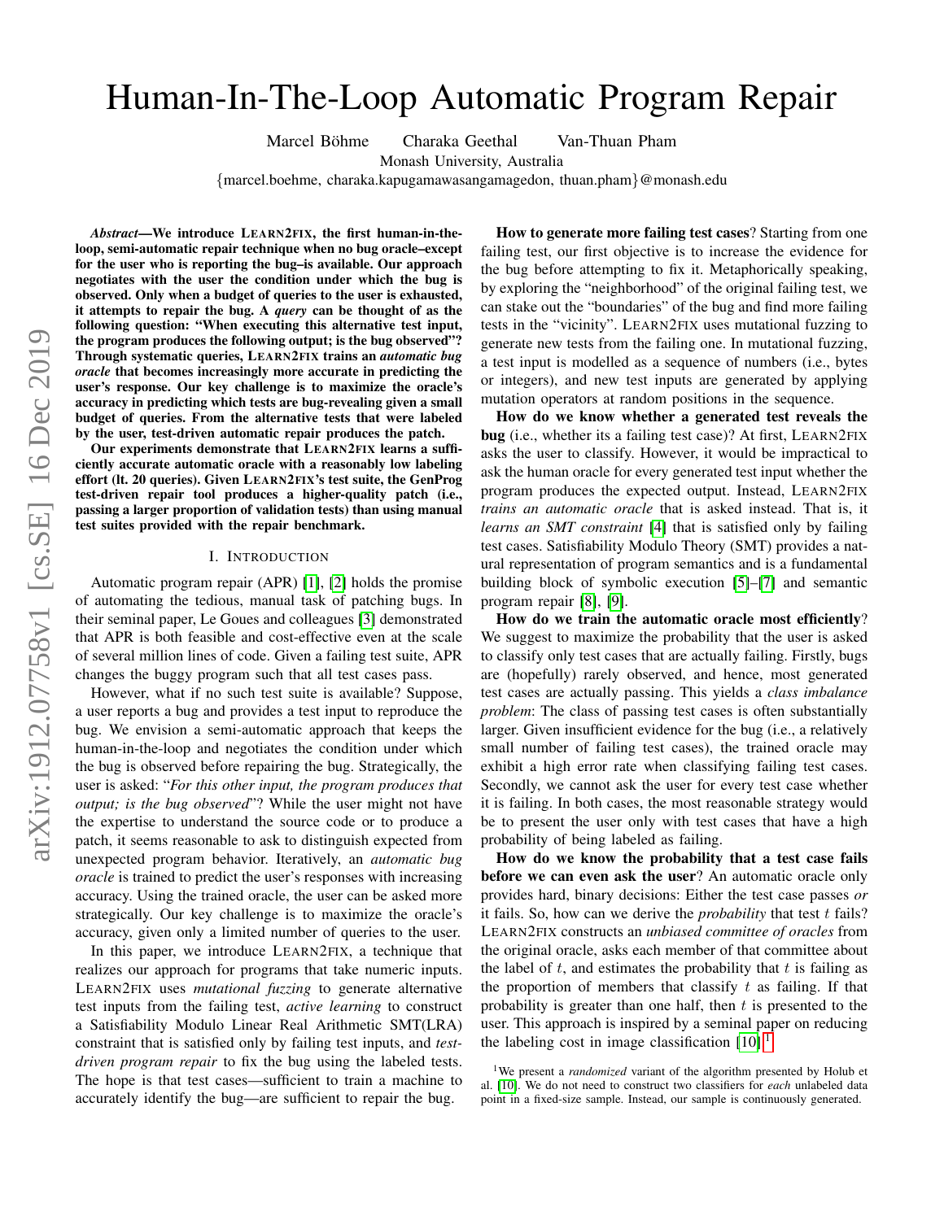# Human-In-The-Loop Automatic Program Repair

Marcel Böhme Charaka Geethal Van-Thuan Pham

Monash University, Australia

{marcel.boehme, charaka.kapugamawasangamagedon, thuan.pham}@monash.edu

***Abstract*—We introduce LEARN2FIX, the first human-in-the-loop, semi-automatic repair technique when no bug oracle–except for the user who is reporting the bug–is available. Our approach negotiates with the user the condition under which the bug is observed. Only when a budget of queries to the user is exhausted, it attempts to repair the bug. A *query* can be thought of as the following question: "When executing this alternative test input, the program produces the following output; is the bug observed"? Through systematic queries, LEARN2FIX trains an *automatic bug oracle* that becomes increasingly more accurate in predicting the user's response. Our key challenge is to maximize the oracle's accuracy in predicting which tests are bug-revealing given a small budget of queries. From the alternative tests that were labeled by the user, test-driven automatic repair produces the patch.**

**Our experiments demonstrate that LEARN2FIX learns a sufficiently accurate automatic oracle with a reasonably low labeling effort (lt. 20 queries). Given LEARN2FIX's test suite, the GenProg test-driven repair tool produces a higher-quality patch (i.e., passing a larger proportion of validation tests) than using manual test suites provided with the repair benchmark.**

## I. Introduction

Automatic program repair (APR) [1], [2] holds the promise of automating the tedious, manual task of patching bugs. In their seminal paper, Le Goues and colleagues [3] demonstrated that APR is both feasible and cost-effective even at the scale of several million lines of code. Given a failing test suite, APR changes the buggy program such that all test cases pass.

However, what if no such test suite is available? Suppose, a user reports a bug and provides a test input to reproduce the bug. We envision a semi-automatic approach that keeps the human-in-the-loop and negotiates the condition under which the bug is observed before repairing the bug. Strategically, the user is asked: "*For this other input, the program produces that output; is the bug observed*"? While the user might not have the expertise to understand the source code or to produce a patch, it seems reasonable to ask to distinguish expected from unexpected program behavior. Iteratively, an *automatic bug oracle* is trained to predict the user's responses with increasing accuracy. Using the trained oracle, the user can be asked more strategically. Our key challenge is to maximize the oracle's accuracy, given only a limited number of queries to the user.

In this paper, we introduce LEARN2FIX, a technique that realizes our approach for programs that take numeric inputs. LEARN2FIX uses *mutational fuzzing* to generate alternative test inputs from the failing test, *active learning* to construct a Satisfiability Modulo Linear Real Arithmetic SMT(LRA) constraint that is satisfied only by failing test inputs, and *test-driven program repair* to fix the bug using the labeled tests. The hope is that test cases—sufficient to train a machine to accurately identify the bug—are sufficient to repair the bug.

**How to generate more failing test cases**? Starting from one failing test, our first objective is to increase the evidence for the bug before attempting to fix it. Metaphorically speaking, by exploring the "neighborhood" of the original failing test, we can stake out the "boundaries" of the bug and find more failing tests in the "vicinity". LEARN2FIX uses mutational fuzzing to generate new tests from the failing one. In mutational fuzzing, a test input is modelled as a sequence of numbers (i.e., bytes or integers), and new test inputs are generated by applying mutation operators at random positions in the sequence.

**How do we know whether a generated test reveals the bug** (i.e., whether its a failing test case)? At first, LEARN2FIX asks the user to classify. However, it would be impractical to ask the human oracle for every generated test input whether the program produces the expected output. Instead, LEARN2FIX *trains an automatic oracle* that is asked instead. That is, it *learns an SMT constraint* [4] that is satisfied only by failing test cases. Satisfiability Modulo Theory (SMT) provides a natural representation of program semantics and is a fundamental building block of symbolic execution [5]–[7] and semantic program repair [8], [9].

**How do we train the automatic oracle most efficiently**? We suggest to maximize the probability that the user is asked to classify only test cases that are actually failing. Firstly, bugs are (hopefully) rarely observed, and hence, most generated test cases are actually passing. This yields a *class imbalance problem*: The class of passing test cases is often substantially larger. Given insufficient evidence for the bug (i.e., a relatively small number of failing test cases), the trained oracle may exhibit a high error rate when classifying failing test cases. Secondly, we cannot ask the user for every test case whether it is failing. In both cases, the most reasonable strategy would be to present the user only with test cases that have a high probability of being labeled as failing.

**How do we know the probability that a test case fails before we can even ask the user**? An automatic oracle only provides hard, binary decisions: Either the test case passes *or* it fails. So, how can we derive the *probability* that test $t$ fails? LEARN2FIX constructs an *unbiased committee of oracles* from the original oracle, asks each member of that committee about the label of $t$, and estimates the probability that $t$ is failing as the proportion of members that classify $t$ as failing. If that probability is greater than one half, then $t$ is presented to the user. This approach is inspired by a seminal paper on reducing the labeling cost in image classification [10].[1]

[1] We present a *randomized* variant of the algorithm presented by Holub et al. [10]. We do not need to construct two classifiers for *each* unlabeled data point in a fixed-size sample. Instead, our sample is continuously generated.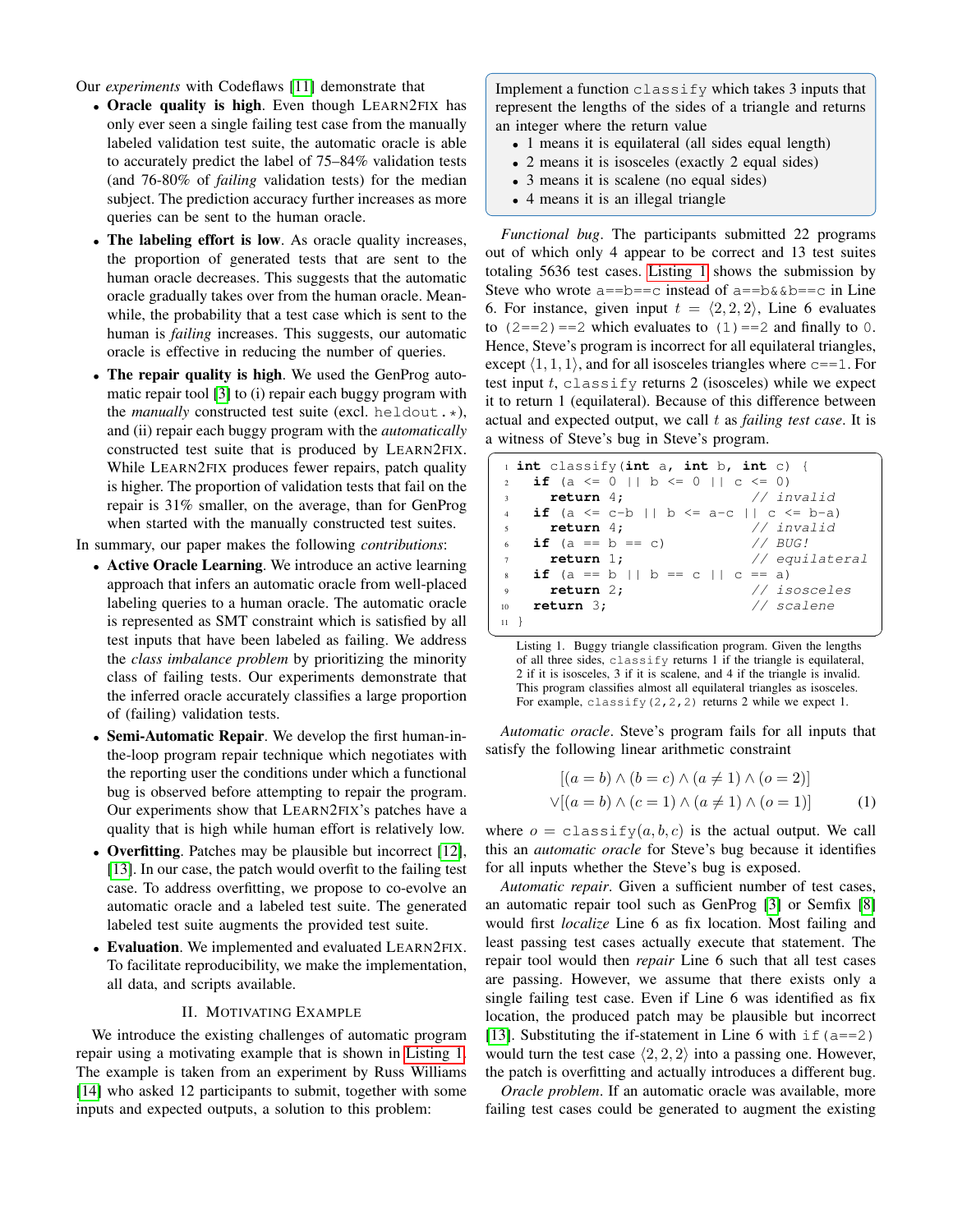Our *experiments* with Codeflaws [11] demonstrate that

- **Oracle quality is high**. Even though LEARN2FIX has only ever seen a single failing test case from the manually labeled validation test suite, the automatic oracle is able to accurately predict the label of 75–84% validation tests (and 76-80% of *failing* validation tests) for the median subject. The prediction accuracy further increases as more queries can be sent to the human oracle.
- **The labeling effort is low**. As oracle quality increases, the proportion of generated tests that are sent to the human oracle decreases. This suggests that the automatic oracle gradually takes over from the human oracle. Meanwhile, the probability that a test case which is sent to the human is *failing* increases. This suggests, our automatic oracle is effective in reducing the number of queries.
- **The repair quality is high**. We used the GenProg automatic repair tool [3] to (i) repair each buggy program with the *manually* constructed test suite (excl. `heldout.*`), and (ii) repair each buggy program with the *automatically* constructed test suite that is produced by LEARN2FIX. While LEARN2FIX produces fewer repairs, patch quality is higher. The proportion of validation tests that fail on the repair is 31% smaller, on the average, than for GenProg when started with the manually constructed test suites.

In summary, our paper makes the following *contributions*:

- **Active Oracle Learning**. We introduce an active learning approach that infers an automatic oracle from well-placed labeling queries to a human oracle. The automatic oracle is represented as SMT constraint which is satisfied by all test inputs that have been labeled as failing. We address the *class imbalance problem* by prioritizing the minority class of failing tests. Our experiments demonstrate that the inferred oracle accurately classifies a large proportion of (failing) validation tests.
- **Semi-Automatic Repair**. We develop the first human-in-the-loop program repair technique which negotiates with the reporting user the conditions under which a functional bug is observed before attempting to repair the program. Our experiments show that LEARN2FIX's patches have a quality that is high while human effort is relatively low.
- **Overfitting**. Patches may be plausible but incorrect [12], [13]. In our case, the patch would overfit to the failing test case. To address overfitting, we propose to co-evolve an automatic oracle and a labeled test suite. The generated labeled test suite augments the provided test suite.
- **Evaluation**. We implemented and evaluated LEARN2FIX. To facilitate reproducibility, we make the implementation, all data, and scripts available.

## II. Motivating Example

We introduce the existing challenges of automatic program repair using a motivating example that is shown in Listing 1. The example is taken from an experiment by Russ Williams [14] who asked 12 participants to submit, together with some inputs and expected outputs, a solution to this problem:

> Implement a function `classify` which takes 3 inputs that represent the lengths of the sides of a triangle and returns an integer where the return value
> - 1 means it is equilateral (all sides equal length)
> - 2 means it is isosceles (exactly 2 equal sides)
> - 3 means it is scalene (no equal sides)
> - 4 means it is an illegal triangle

*Functional bug*. The participants submitted 22 programs out of which only 4 appear to be correct and 13 test suites totaling 5636 test cases. Listing 1 shows the submission by Steve who wrote `a==b==c` instead of `a==b&&b==c` in Line 6. For instance, given input $t = \langle 2, 2, 2\rangle$, Line 6 evaluates to `(2==2)==2` which evaluates to `(1)==2` and finally to `0`. Hence, Steve's program is incorrect for all equilateral triangles, except $\langle 1, 1, 1\rangle$, and for all isosceles triangles where `c==1`. For test input $t$, `classify` returns 2 (isosceles) while we expect it to return 1 (equilateral). Because of this difference between actual and expected output, we call $t$ as *failing test case*. It is a witness of Steve's bug in Steve's program.

```
1  int classify(int a, int b, int c) {
2    if (a <= 0 || b <= 0 || c <= 0)
3      return 4;                    // invalid
4    if (a <= c-b || b <= a-c || c <= b-a)
5      return 4;                    // invalid
6    if (a == b == c)               // BUG!
7      return 1;                    // equilateral
8    if (a == b || b == c || c == a)
9      return 2;                    // isosceles
10   return 3;                      // scalene
11 }
```

Listing 1. Buggy triangle classification program. Given the lengths of all three sides, `classify` returns 1 if the triangle is equilateral, 2 if it is isosceles, 3 if it is scalene, and 4 if the triangle is invalid. This program classifies almost all equilateral triangles as isosceles. For example, `classify(2,2,2)` returns 2 while we expect 1.

*Automatic oracle*. Steve's program fails for all inputs that satisfy the following linear arithmetic constraint

$$
\begin{aligned}
&[(a = b) \wedge (b = c) \wedge (a \neq 1) \wedge (o = 2)] \\
\vee &[(a = b) \wedge (c = 1) \wedge (a \neq 1) \wedge (o = 1)]
\end{aligned} \tag{1}
$$

where $o = \texttt{classify}(a, b, c)$ is the actual output. We call this an *automatic oracle* for Steve's bug because it identifies for all inputs whether the Steve's bug is exposed.

*Automatic repair*. Given a sufficient number of test cases, an automatic repair tool such as GenProg [3] or Semfix [8] would first *localize* Line 6 as fix location. Most failing and least passing test cases actually execute that statement. The repair tool would then *repair* Line 6 such that all test cases are passing. However, we assume that there exists only a single failing test case. Even if Line 6 was identified as fix location, the produced patch may be plausible but incorrect [13]. Substituting the if-statement in Line 6 with `if(a==2)` would turn the test case $\langle 2, 2, 2\rangle$ into a passing one. However, the patch is overfitting and actually introduces a different bug.

*Oracle problem*. If an automatic oracle was available, more failing test cases could be generated to augment the existing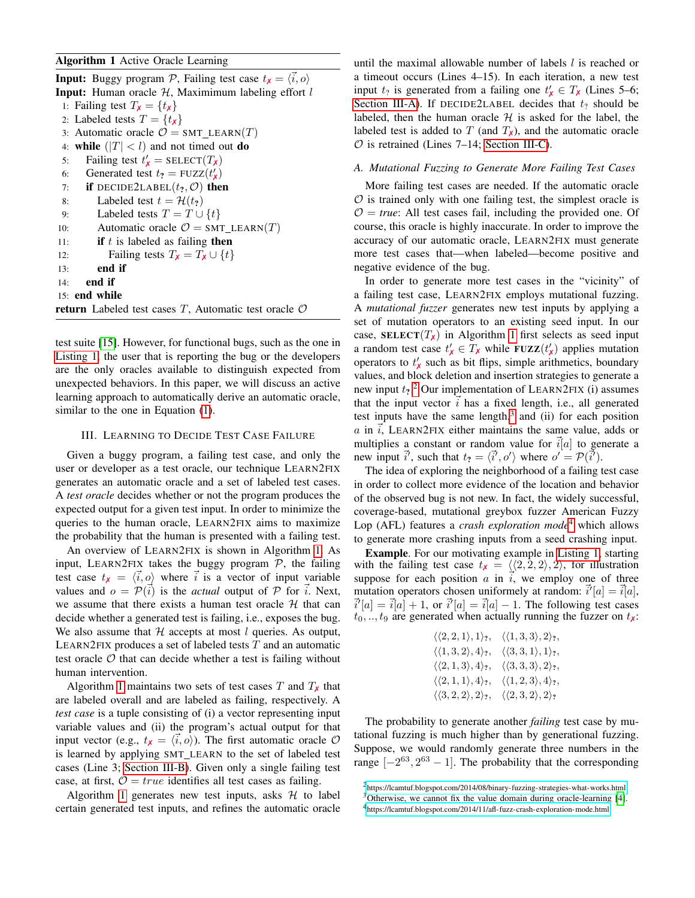**Algorithm 1** Active Oracle Learning

```
Input: Buggy program P, Failing test case t✗ = ⟨i⃗, o⟩
Input: Human oracle H, Maximimum labeling effort l
 1: Failing test T✗ = {t✗}
 2: Labeled tests T = {t✗}
 3: Automatic oracle O = SMT_LEARN(T)
 4: while (|T| < l) and not timed out do
 5:     Failing test t'✗ = SELECT(T✗)
 6:     Generated test t? = FUZZ(t'✗)
 7:     if DECIDE2LABEL(t?, O) then
 8:         Labeled test t = H(t?)
 9:         Labeled tests T = T ∪ {t}
10:         Automatic oracle O = SMT_LEARN(T)
11:         if t is labeled as failing then
12:             Failing tests T✗ = T✗ ∪ {t}
13:         end if
14:     end if
15: end while
return Labeled test cases T, Automatic test oracle O
```

test suite [15]. However, for functional bugs, such as the one in Listing 1, the user that is reporting the bug or the developers are the only oracles available to distinguish expected from unexpected behaviors. In this paper, we will discuss an active learning approach to automatically derive an automatic oracle, similar to the one in Equation (1).

## III. Learning to Decide Test Case Failure

Given a buggy program, a failing test case, and only the user or developer as a test oracle, our technique LEARN2FIX generates an automatic oracle and a set of labeled test cases. A *test oracle* decides whether or not the program produces the expected output for a given test input. In order to minimize the queries to the human oracle, LEARN2FIX aims to maximize the probability that the human is presented with a failing test.

An overview of LEARN2FIX is shown in Algorithm 1. As input, LEARN2FIX takes the buggy program $\mathcal{P}$, the failing test case $t_{\text{✗}} = \langle\vec{i}, o\rangle$ where $\vec{i}$ is a vector of input variable values and $o = \mathcal{P}(\vec{i})$ is the *actual* output of $\mathcal{P}$ for $\vec{i}$. Next, we assume that there exists a human test oracle $\mathcal{H}$ that can decide whether a generated test is failing, i.e., exposes the bug. We also assume that $\mathcal{H}$ accepts at most $l$ queries. As output, LEARN2FIX produces a set of labeled tests $T$ and an automatic test oracle $\mathcal{O}$ that can decide whether a test is failing without human intervention.

Algorithm 1 maintains two sets of test cases $T$ and $T_{\text{✗}}$ that are labeled overall and are labeled as failing, respectively. A *test case* is a tuple consisting of (i) a vector representing input variable values and (ii) the program's actual output for that input vector (e.g., $t_{\text{✗}} = \langle\vec{i}, o\rangle$). The first automatic oracle $\mathcal{O}$ is learned by applying SMT_LEARN to the set of labeled test cases (Line 3; Section III-B). Given only a single failing test case, at first, $\mathcal{O} = true$ identifies all test cases as failing.

Algorithm 1 generates new test inputs, asks $\mathcal{H}$ to label certain generated test inputs, and refines the automatic oracle until the maximal allowable number of labels $l$ is reached or a timeout occurs (Lines 4–15). In each iteration, a new test input $t_?$ is generated from a failing one $t'_{\text{✗}} \in T_{\text{✗}}$ (Lines 5–6; Section III-A). If DECIDE2LABEL decides that $t_?$ should be labeled, then the human oracle $\mathcal{H}$ is asked for the label, the labeled test is added to $T$ (and $T_{\text{✗}}$), and the automatic oracle $\mathcal{O}$ is retrained (Lines 7–14; Section III-C).

### A. Mutational Fuzzing to Generate More Failing Test Cases

More failing test cases are needed. If the automatic oracle $\mathcal{O}$ is trained only with one failing test, the simplest oracle is $\mathcal{O} = true$: All test cases fail, including the provided one. Of course, this oracle is highly inaccurate. In order to improve the accuracy of our automatic oracle, LEARN2FIX must generate more test cases that—when labeled—become positive and negative evidence of the bug.

In order to generate more test cases in the "vicinity" of a failing test case, LEARN2FIX employs mutational fuzzing. A *mutational fuzzer* generates new test inputs by applying a set of mutation operators to an existing seed input. In our case, **SELECT**($T_{\text{✗}}$) in Algorithm 1 first selects as seed input a random test case $t'_{\text{✗}} \in T_{\text{✗}}$ while **FUZZ**($t'_{\text{✗}}$) applies mutation operators to $t'_{\text{✗}}$ such as bit flips, simple arithmetics, boundary values, and block deletion and insertion strategies to generate a new input $t_?$.[2] Our implementation of LEARN2FIX (i) assumes that the input vector $\vec{i}$ has a fixed length, i.e., all generated test inputs have the same length,[3] and (ii) for each position $a$ in $\vec{i}$, LEARN2FIX either maintains the same value, adds or multiplies a constant or random value for $\vec{i}[a]$ to generate a new input $\vec{i}'$, such that $t_? = \langle\vec{i}', o'\rangle$ where $o' = \mathcal{P}(\vec{i}')$.

The idea of exploring the neighborhood of a failing test case in order to collect more evidence of the location and behavior of the observed bug is not new. In fact, the widely successful, coverage-based, mutational greybox fuzzer American Fuzzy Lop (AFL) features a *crash exploration mode*[4] which allows to generate more crashing inputs from a seed crashing input.

**Example**. For our motivating example in Listing 1, starting with the failing test case $t_{\text{✗}} = \langle\langle 2,2,2\rangle, 2\rangle$, for illustration suppose for each position $a$ in $\vec{i}$, we employ one of three mutation operators chosen uniformly at random: $\vec{i}'[a] = \vec{i}[a]$, $\vec{i}'[a] = \vec{i}[a]+1$, or $\vec{i}'[a] = \vec{i}[a]-1$. The following test cases $t_0, .., t_9$ are generated when actually running the fuzzer on $t_{\text{✗}}$:

$$
\begin{array}{ll}
\langle\langle 2,2,1\rangle,1\rangle_?, & \langle\langle 1,3,3\rangle,2\rangle_?, \\
\langle\langle 1,3,2\rangle,4\rangle_?, & \langle\langle 3,3,1\rangle,1\rangle_?, \\
\langle\langle 2,1,3\rangle,4\rangle_?, & \langle\langle 3,3,3\rangle,2\rangle_?, \\
\langle\langle 2,1,1\rangle,4\rangle_?, & \langle\langle 1,2,3\rangle,4\rangle_?, \\
\langle\langle 3,2,2\rangle,2\rangle_?, & \langle\langle 2,3,2\rangle,2\rangle_?
\end{array}
$$

The probability to generate another *failing* test case by mutational fuzzing is much higher than by generational fuzzing. Suppose, we would randomly generate three numbers in the range $[-2^{63}, 2^{63}-1]$. The probability that the corresponding

[2] https://lcamtuf.blogspot.com/2014/08/binary-fuzzing-strategies-what-works.html
[3] Otherwise, we cannot fix the value domain during oracle-learning [4].
[4] https://lcamtuf.blogspot.com/2014/11/afl-fuzz-crash-exploration-mode.html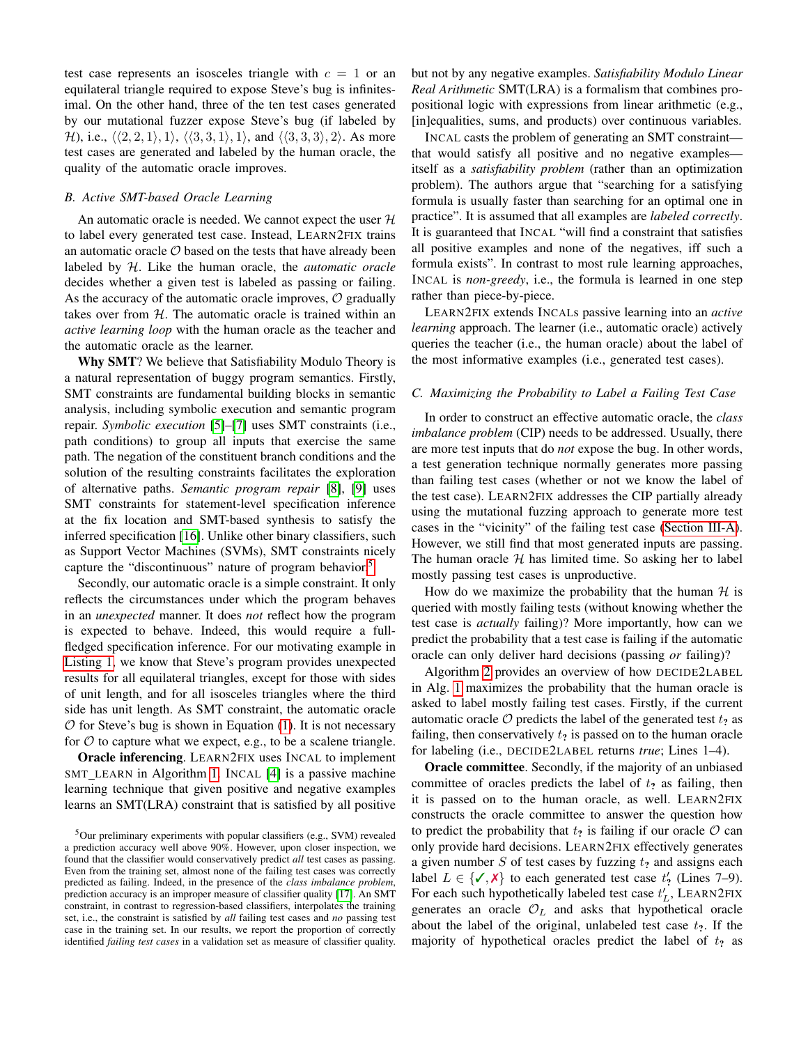test case represents an isosceles triangle with $c = 1$ or an equilateral triangle required to expose Steve's bug is infinitesimal. On the other hand, three of the ten test cases generated by our mutational fuzzer expose Steve's bug (if labeled by $\mathcal{H}$), i.e., $\langle\langle 2,2,1\rangle,1\rangle$, $\langle\langle 3,3,1\rangle,1\rangle$, and $\langle\langle 3,3,3\rangle,2\rangle$. As more test cases are generated and labeled by the human oracle, the quality of the automatic oracle improves.

### *B. Active SMT-based Oracle Learning*

An automatic oracle is needed. We cannot expect the user $\mathcal{H}$ to label every generated test case. Instead, LEARN2FIX trains an automatic oracle $\mathcal{O}$ based on the tests that have already been labeled by $\mathcal{H}$. Like the human oracle, the *automatic oracle* decides whether a given test is labeled as passing or failing. As the accuracy of the automatic oracle improves, $\mathcal{O}$ gradually takes over from $\mathcal{H}$. The automatic oracle is trained within an *active learning loop* with the human oracle as the teacher and the automatic oracle as the learner.

**Why SMT**? We believe that Satisfiability Modulo Theory is a natural representation of buggy program semantics. Firstly, SMT constraints are fundamental building blocks in semantic analysis, including symbolic execution and semantic program repair. *Symbolic execution* [5]–[7] uses SMT constraints (i.e., path conditions) to group all inputs that exercise the same path. The negation of the constituent branch conditions and the solution of the resulting constraints facilitates the exploration of alternative paths. *Semantic program repair* [8], [9] uses SMT constraints for statement-level specification inference at the fix location and SMT-based synthesis to satisfy the inferred specification [16]. Unlike other binary classifiers, such as Support Vector Machines (SVMs), SMT constraints nicely capture the "discontinuous" nature of program behavior.[5]

Secondly, our automatic oracle is a simple constraint. It only reflects the circumstances under which the program behaves in an *unexpected* manner. It does *not* reflect how the program is expected to behave. Indeed, this would require a full-fledged specification inference. For our motivating example in Listing 1, we know that Steve's program provides unexpected results for all equilateral triangles, except for those with sides of unit length, and for all isosceles triangles where the third side has unit length. As SMT constraint, the automatic oracle $\mathcal{O}$ for Steve's bug is shown in Equation (1). It is not necessary for $\mathcal{O}$ to capture what we expect, e.g., to be a scalene triangle.

**Oracle inferencing**. LEARN2FIX uses INCAL to implement SMT_LEARN in Algorithm 1. INCAL [4] is a passive machine learning technique that given positive and negative examples learns an SMT(LRA) constraint that is satisfied by all positive but not by any negative examples. *Satisfiability Modulo Linear Real Arithmetic* SMT(LRA) is a formalism that combines propositional logic with expressions from linear arithmetic (e.g., [in]equalities, sums, and products) over continuous variables.

INCAL casts the problem of generating an SMT constraint—that would satisfy all positive and no negative examples—itself as a *satisfiability problem* (rather than an optimization problem). The authors argue that "searching for a satisfying formula is usually faster than searching for an optimal one in practice". It is assumed that all examples are *labeled correctly*. It is guaranteed that INCAL "will find a constraint that satisfies all positive examples and none of the negatives, iff such a formula exists". In contrast to most rule learning approaches, INCAL is *non-greedy*, i.e., the formula is learned in one step rather than piece-by-piece.

LEARN2FIX extends INCALs passive learning into an *active learning* approach. The learner (i.e., automatic oracle) actively queries the teacher (i.e., the human oracle) about the label of the most informative examples (i.e., generated test cases).

### *C. Maximizing the Probability to Label a Failing Test Case*

In order to construct an effective automatic oracle, the *class imbalance problem* (CIP) needs to be addressed. Usually, there are more test inputs that do *not* expose the bug. In other words, a test generation technique normally generates more passing than failing test cases (whether or not we know the label of the test case). LEARN2FIX addresses the CIP partially already using the mutational fuzzing approach to generate more test cases in the "vicinity" of the failing test case (Section III-A). However, we still find that most generated inputs are passing. The human oracle $\mathcal{H}$ has limited time. So asking her to label mostly passing test cases is unproductive.

How do we maximize the probability that the human $\mathcal{H}$ is queried with mostly failing tests (without knowing whether the test case is *actually* failing)? More importantly, how can we predict the probability that a test case is failing if the automatic oracle can only deliver hard decisions (passing *or* failing)?

Algorithm 2 provides an overview of how DECIDE2LABEL in Alg. 1 maximizes the probability that the human oracle is asked to label mostly failing test cases. Firstly, if the current automatic oracle $\mathcal{O}$ predicts the label of the generated test $t_?$ as failing, then conservatively $t_?$ is passed on to the human oracle for labeling (i.e., DECIDE2LABEL returns *true*; Lines 1–4).

**Oracle committee**. Secondly, if the majority of an unbiased committee of oracles predicts the label of $t_?$ as failing, then it is passed on to the human oracle, as well. LEARN2FIX constructs the oracle committee to answer the question how to predict the probability that $t_?$ is failing if our oracle $\mathcal{O}$ can only provide hard decisions. LEARN2FIX effectively generates a given number $S$ of test cases by fuzzing $t_?$ and assigns each label $L \in \{✓, ✗\}$ to each generated test case $t'_?$ (Lines 7–9). For each such hypothetically labeled test case $t'_L$, LEARN2FIX generates an oracle $\mathcal{O}_L$ and asks that hypothetical oracle about the label of the original, unlabeled test case $t_?$. If the majority of hypothetical oracles predict the label of $t_?$ as

[5] Our preliminary experiments with popular classifiers (e.g., SVM) revealed a prediction accuracy well above 90%. However, upon closer inspection, we found that the classifier would conservatively predict *all* test cases as passing. Even from the training set, almost none of the failing test cases was correctly predicted as failing. Indeed, in the presence of the *class imbalance problem*, prediction accuracy is an improper measure of classifier quality [17]. An SMT constraint, in contrast to regression-based classifiers, interpolates the training set, i.e., the constraint is satisfied by *all* failing test cases and *no* passing test case in the training set. In our results, we report the proportion of correctly identified *failing test cases* in a validation set as measure of classifier quality.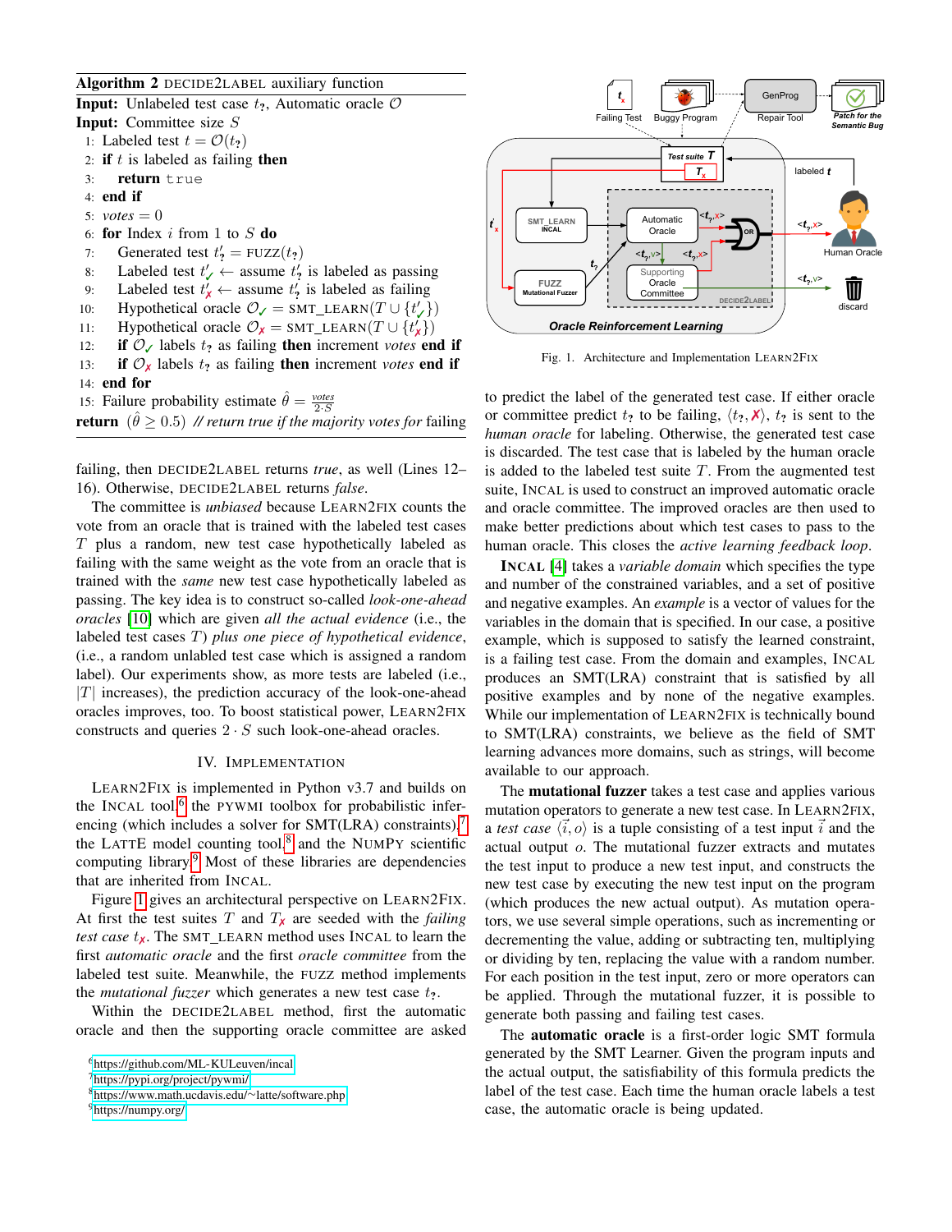**Algorithm 2** DECIDE2LABEL auxiliary function

**Input:** Unlabeled test case $t_?$, Automatic oracle $\mathcal{O}$
**Input:** Committee size $S$

```
1:  Labeled test t = O(t?)
2:  if t is labeled as failing then
3:      return true
4:  end if
5:  votes = 0
6:  for Index i from 1 to S do
7:      Generated test t'? = FUZZ(t?)
8:      Labeled test t'✓ ← assume t'? is labeled as passing
9:      Labeled test t'✗ ← assume t'? is labeled as failing
10:     Hypothetical oracle O✓ = SMT_LEARN(T ∪ {t'✓})
11:     Hypothetical oracle O✗ = SMT_LEARN(T ∪ {t'✗})
12:     if O✓ labels t? as failing then increment votes end if
13:     if O✗ labels t? as failing then increment votes end if
14: end for
15: Failure probability estimate θ̂ = votes / (2·S)
return (θ̂ ≥ 0.5) // return true if the majority votes for failing
```

failing, then DECIDE2LABEL returns *true*, as well (Lines 12–16). Otherwise, DECIDE2LABEL returns *false*.

The committee is *unbiased* because LEARN2FIX counts the vote from an oracle that is trained with the labeled test cases $T$ plus a random, new test case hypothetically labeled as failing with the same weight as the vote from an oracle that is trained with the *same* new test case hypothetically labeled as passing. The key idea is to construct so-called *look-one-ahead oracles* [10] which are given *all the actual evidence* (i.e., the labeled test cases $T$) *plus one piece of hypothetical evidence*, (i.e., a random unlabled test case which is assigned a random label). Our experiments show, as more tests are labeled (i.e., $|T|$ increases), the prediction accuracy of the look-one-ahead oracles improves, too. To boost statistical power, LEARN2FIX constructs and queries $2 \cdot S$ such look-one-ahead oracles.

## IV. IMPLEMENTATION

LEARN2FIX is implemented in Python v3.7 and builds on the INCAL tool,[6] the PYWMI toolbox for probabilistic inferencing (which includes a solver for SMT(LRA) constraints),[7] the LATTE model counting tool,[8] and the NUMPY scientific computing library.[9] Most of these libraries are dependencies that are inherited from INCAL.

Figure 1 gives an architectural perspective on LEARN2FIX. At first the test suites $T$ and $T_{\text{✗}}$ are seeded with the *failing test case* $t_{\text{✗}}$. The SMT_LEARN method uses INCAL to learn the first *automatic oracle* and the first *oracle committee* from the labeled test suite. Meanwhile, the FUZZ method implements the *mutational fuzzer* which generates a new test case $t_?$.

Within the DECIDE2LABEL method, first the automatic oracle and then the supporting oracle committee are asked

[6] https://github.com/ML-KULeuven/incal
[7] https://pypi.org/project/pywmi/
[8] https://www.math.ucdavis.edu/~latte/software.php
[9] https://numpy.org/

Fig. 1. Architecture and Implementation LEARN2FIX

to predict the label of the generated test case. If either oracle or committee predict $t_?$ to be failing, $\langle t_?, \text{✗}\rangle$, $t_?$ is sent to the *human oracle* for labeling. Otherwise, the generated test case is discarded. The test case that is labeled by the human oracle is added to the labeled test suite $T$. From the augmented test suite, INCAL is used to construct an improved automatic oracle and oracle committee. The improved oracles are then used to make better predictions about which test cases to pass to the human oracle. This closes the *active learning feedback loop*.

**INCAL** [4] takes a *variable domain* which specifies the type and number of the constrained variables, and a set of positive and negative examples. An *example* is a vector of values for the variables in the domain that is specified. In our case, a positive example, which is supposed to satisfy the learned constraint, is a failing test case. From the domain and examples, INCAL produces an SMT(LRA) constraint that is satisfied by all positive examples and by none of the negative examples. While our implementation of LEARN2FIX is technically bound to SMT(LRA) constraints, we believe as the field of SMT learning advances more domains, such as strings, will become available to our approach.

The **mutational fuzzer** takes a test case and applies various mutation operators to generate a new test case. In LEARN2FIX, a *test case* $\langle \vec{i}, o\rangle$ is a tuple consisting of a test input $\vec{i}$ and the actual output $o$. The mutational fuzzer extracts and mutates the test input to produce a new test input, and constructs the new test case by executing the new test input on the program (which produces the new actual output). As mutation operators, we use several simple operations, such as incrementing or decrementing the value, adding or subtracting ten, multiplying or dividing by ten, replacing the value with a random number. For each position in the test input, zero or more operators can be applied. Through the mutational fuzzer, it is possible to generate both passing and failing test cases.

The **automatic oracle** is a first-order logic SMT formula generated by the SMT Learner. Given the program inputs and the actual output, the satisfiability of this formula predicts the label of the test case. Each time the human oracle labels a test case, the automatic oracle is being updated.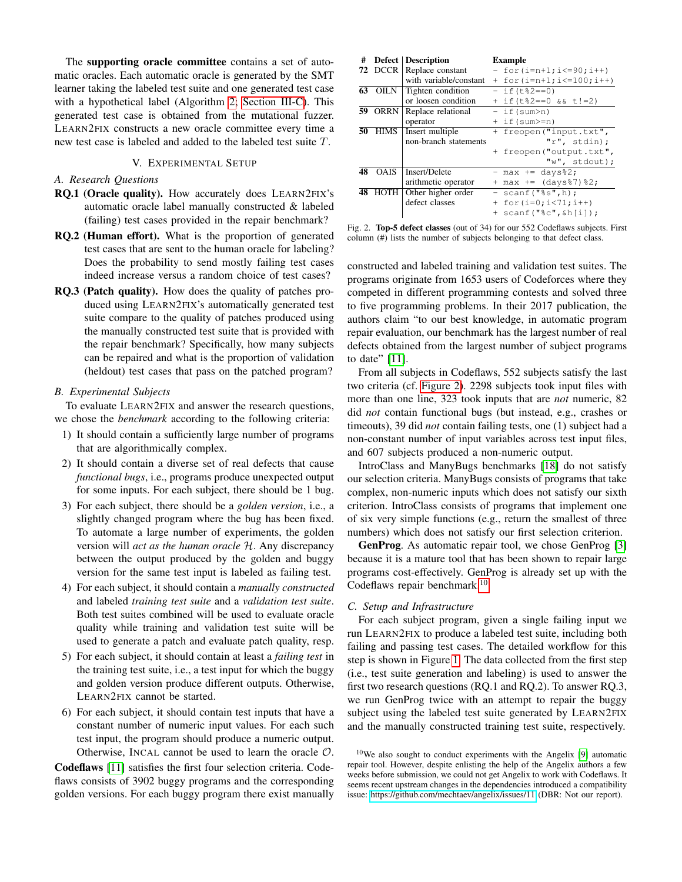The **supporting oracle committee** contains a set of automatic oracles. Each automatic oracle is generated by the SMT learner taking the labeled test suite and one generated test case with a hypothetical label (Algorithm 2; Section III-C). This generated test case is obtained from the mutational fuzzer. LEARN2FIX constructs a new oracle committee every time a new test case is labeled and added to the labeled test suite $T$.

## V. Experimental Setup

### A. Research Questions

- **RQ.1 (Oracle quality).** How accurately does LEARN2FIX's automatic oracle label manually constructed & labeled (failing) test cases provided in the repair benchmark?
- **RQ.2 (Human effort).** What is the proportion of generated test cases that are sent to the human oracle for labeling? Does the probability to send mostly failing test cases indeed increase versus a random choice of test cases?
- **RQ.3 (Patch quality).** How does the quality of patches produced using LEARN2FIX's automatically generated test suite compare to the quality of patches produced using the manually constructed test suite that is provided with the repair benchmark? Specifically, how many subjects can be repaired and what is the proportion of validation (heldout) test cases that pass on the patched program?

### B. Experimental Subjects

To evaluate LEARN2FIX and answer the research questions, we chose the *benchmark* according to the following criteria:

1) It should contain a sufficiently large number of programs that are algorithmically complex.
2) It should contain a diverse set of real defects that cause *functional bugs*, i.e., programs produce unexpected output for some inputs. For each subject, there should be 1 bug.
3) For each subject, there should be a *golden version*, i.e., a slightly changed program where the bug has been fixed. To automate a large number of experiments, the golden version will *act as the human oracle* $\mathcal{H}$. Any discrepancy between the output produced by the golden and buggy version for the same test input is labeled as failing test.
4) For each subject, it should contain a *manually constructed* and labeled *training test suite* and a *validation test suite*. Both test suites combined will be used to evaluate oracle quality while training and validation test suite will be used to generate a patch and evaluate patch quality, resp.
5) For each subject, it should contain at least a *failing test* in the training test suite, i.e., a test input for which the buggy and golden version produce different outputs. Otherwise, LEARN2FIX cannot be started.
6) For each subject, it should contain test inputs that have a constant number of numeric input values. For each such test input, the program should produce a numeric output. Otherwise, INCAL cannot be used to learn the oracle $\mathcal{O}$.

**Codeflaws** [11] satisfies the first four selection criteria. Codeflaws consists of 3902 buggy programs and the corresponding golden versions. For each buggy program there exist manually constructed and labeled training and validation test suites. The programs originate from 1653 users of Codeforces where they competed in different programming contests and solved three to five programming problems. In their 2017 publication, the authors claim "to our best knowledge, in automatic program repair evaluation, our benchmark has the largest number of real defects obtained from the largest number of subject programs to date" [11].

| # | Defect | Description | Example |
|---|---|---|---|
| 72 | DCCR | Replace constant with variable/constant | `- for(i=n+1;i<=90;i++)` `+ for(i=n+1;i<=100;i++)` |
| 63 | OILN | Tighten condition or loosen condition | `- if(t%2==0)` `+ if(t%2==0 && t!=2)` |
| 59 | ORRN | Replace relational operator | `- if(sum>n)` `+ if(sum>=n)` |
| 50 | HIMS | Insert multiple non-branch statements | `+ freopen("input.txt", "r", stdin);` `+ freopen("output.txt", "w", stdout);` |
| 48 | OAIS | Insert/Delete arithmetic operator | `- max += days%2;` `+ max += (days%7)%2;` |
| 48 | HOTH | Other higher order defect classes | `- scanf("%s",h);` `+ for(i=0;i<71;i++)` `+ scanf("%c",&h[i]);` |

Fig. 2. **Top-5 defect classes** (out of 34) for our 552 Codeflaws subjects. First column (#) lists the number of subjects belonging to that defect class.

From all subjects in Codeflaws, 552 subjects satisfy the last two criteria (cf. Figure 2). 2298 subjects took input files with more than one line, 323 took inputs that are *not* numeric, 82 did *not* contain functional bugs (but instead, e.g., crashes or timeouts), 39 did *not* contain failing tests, one (1) subject had a non-constant number of input variables across test input files, and 607 subjects produced a non-numeric output.

IntroClass and ManyBugs benchmarks [18] do not satisfy our selection criteria. ManyBugs consists of programs that take complex, non-numeric inputs which does not satisfy our sixth criterion. IntroClass consists of programs that implement one of six very simple functions (e.g., return the smallest of three numbers) which does not satisfy our first selection criterion.

**GenProg**. As automatic repair tool, we chose GenProg [3] because it is a mature tool that has been shown to repair large programs cost-effectively. GenProg is already set up with the Codeflaws repair benchmark.[10]

### C. Setup and Infrastructure

For each subject program, given a single failing input we run LEARN2FIX to produce a labeled test suite, including both failing and passing test cases. The detailed workflow for this step is shown in Figure 1. The data collected from the first step (i.e., test suite generation and labeling) is used to answer the first two research questions (RQ.1 and RQ.2). To answer RQ.3, we run GenProg twice with an attempt to repair the buggy subject using the labeled test suite generated by LEARN2FIX and the manually constructed training test suite, respectively.

[10] We also sought to conduct experiments with the Angelix [9] automatic repair tool. However, despite enlisting the help of the Angelix authors a few weeks before submission, we could not get Angelix to work with Codeflaws. It seems recent upstream changes in the dependencies introduced a compatibility issue: https://github.com/mechtaev/angelix/issues/11 (DBR: Not our report).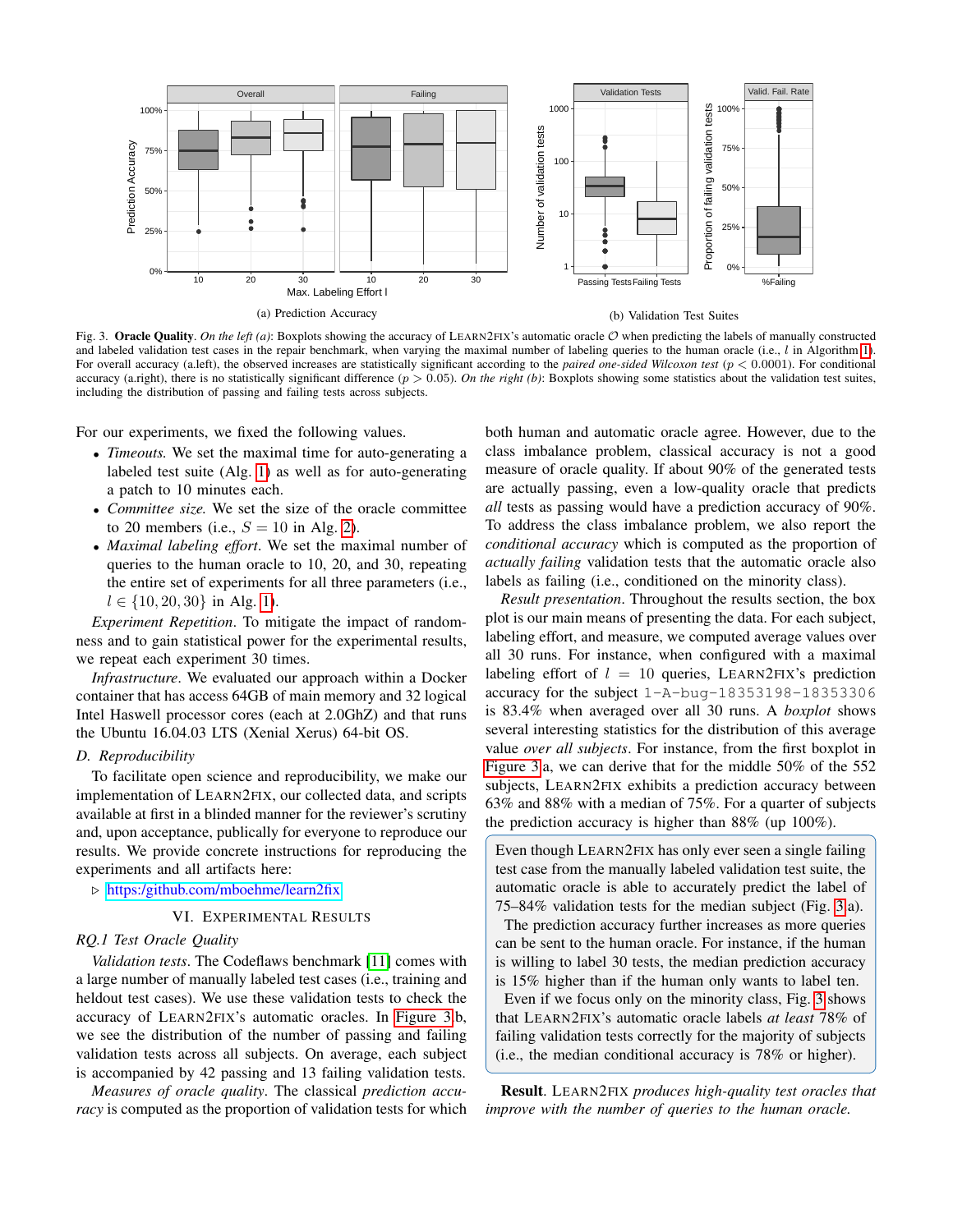(a) Prediction Accuracy

(b) Validation Test Suites

Fig. 3. **Oracle Quality**. *On the left (a)*: Boxplots showing the accuracy of LEARN2FIX's automatic oracle $\mathcal{O}$ when predicting the labels of manually constructed and labeled validation test cases in the repair benchmark, when varying the maximal number of labeling queries to the human oracle (i.e., $l$ in Algorithm 1). For overall accuracy (a.left), the observed increases are statistically significant according to the *paired one-sided Wilcoxon test* ($p < 0.0001$). For conditional accuracy (a.right), there is no statistically significant difference ($p > 0.05$). *On the right (b)*: Boxplots showing some statistics about the validation test suites, including the distribution of passing and failing tests across subjects.

For our experiments, we fixed the following values.

- *Timeouts.* We set the maximal time for auto-generating a labeled test suite (Alg. 1) as well as for auto-generating a patch to 10 minutes each.
- *Committee size.* We set the size of the oracle committee to 20 members (i.e., $S = 10$ in Alg. 2).
- *Maximal labeling effort*. We set the maximal number of queries to the human oracle to 10, 20, and 30, repeating the entire set of experiments for all three parameters (i.e., $l \in \{10, 20, 30\}$ in Alg. 1).

*Experiment Repetition*. To mitigate the impact of randomness and to gain statistical power for the experimental results, we repeat each experiment 30 times.

*Infrastructure*. We evaluated our approach within a Docker container that has access 64GB of main memory and 32 logical Intel Haswell processor cores (each at 2.0GHZ) and that runs the Ubuntu 16.04.03 LTS (Xenial Xerus) 64-bit OS.

### D. Reproducibility

To facilitate open science and reproducibility, we make our implementation of LEARN2FIX, our collected data, and scripts available at first in a blinded manner for the reviewer's scrutiny and, upon acceptance, publically for everyone to reproduce our results. We provide concrete instructions for reproducing the experiments and all artifacts here:

▷ https:/github.com/mboehme/learn2fix

## VI. Experimental Results

### RQ.1 Test Oracle Quality

*Validation tests*. The Codeflaws benchmark [11] comes with a large number of manually labeled test cases (i.e., training and heldout test cases). We use these validation tests to check the accuracy of LEARN2FIX's automatic oracles. In Figure 3b, we see the distribution of the number of passing and failing validation tests across all subjects. On average, each subject is accompanied by 42 passing and 13 failing validation tests.

*Measures of oracle quality*. The classical *prediction accuracy* is computed as the proportion of validation tests for which both human and automatic oracle agree. However, due to the class imbalance problem, classical accuracy is not a good measure of oracle quality. If about 90% of the generated tests are actually passing, even a low-quality oracle that predicts *all* tests as passing would have a prediction accuracy of 90%. To address the class imbalance problem, we also report the *conditional accuracy* which is computed as the proportion of *actually failing* validation tests that the automatic oracle also labels as failing (i.e., conditioned on the minority class).

*Result presentation*. Throughout the results section, the box plot is our main means of presenting the data. For each subject, labeling effort, and measure, we computed average values over all 30 runs. For instance, when configured with a maximal labeling effort of $l = 10$ queries, LEARN2FIX's prediction accuracy for the subject `1-A-bug-18353198-18353306` is 83.4% when averaged over all 30 runs. A *boxplot* shows several interesting statistics for the distribution of this average value *over all subjects*. For instance, from the first boxplot in Figure 3a, we can derive that for the middle 50% of the 552 subjects, LEARN2FIX exhibits a prediction accuracy between 63% and 88% with a median of 75%. For a quarter of subjects the prediction accuracy is higher than 88% (up 100%).

> Even though LEARN2FIX has only ever seen a single failing test case from the manually labeled validation test suite, the automatic oracle is able to accurately predict the label of 75–84% validation tests for the median subject (Fig. 3a).
> The prediction accuracy further increases as more queries can be sent to the human oracle. For instance, if the human is willing to label 30 tests, the median prediction accuracy is 15% higher than if the human only wants to label ten.
> Even if we focus only on the minority class, Fig. 3 shows that LEARN2FIX's automatic oracle labels *at least* 78% of failing validation tests correctly for the majority of subjects (i.e., the median conditional accuracy is 78% or higher).

**Result**. *LEARN2FIX produces high-quality test oracles that improve with the number of queries to the human oracle.*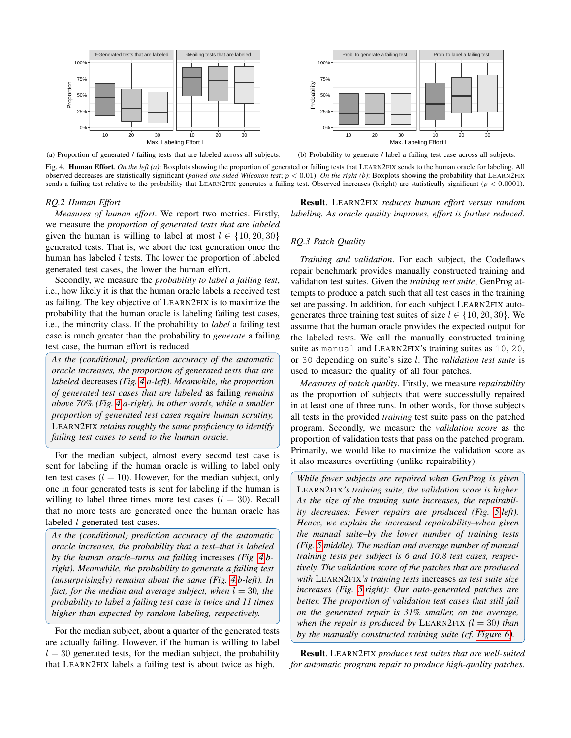(a) Proportion of generated / failing tests that are labeled across all subjects.

(b) Probability to generate / label a failing test case across all subjects.

Fig. 4. **Human Effort**. *On the left (a)*: Boxplots showing the proportion of generated or failing tests that LEARN2FIX sends to the human oracle for labeling. All observed decreases are statistically significant (*paired one-sided Wilcoxon test*; $p < 0.01$). *On the right (b)*: Boxplots showing the probability that LEARN2FIX sends a failing test relative to the probability that LEARN2FIX generates a failing test. Observed increases (b.right) are statistically significant ($p < 0.0001$).

### RQ.2 Human Effort

*Measures of human effort*. We report two metrics. Firstly, we measure the *proportion of generated tests that are labeled* given the human is willing to label at most $l \in \{10, 20, 30\}$ generated tests. That is, we abort the test generation once the human has labeled $l$ tests. The lower the proportion of labeled generated test cases, the lower the human effort.

Secondly, we measure the *probability to label a failing test*, i.e., how likely it is that the human oracle labels a received test as failing. The key objective of LEARN2FIX is to maximize the probability that the human oracle is labeling failing test cases, i.e., the minority class. If the probability to *label* a failing test case is much greater than the probability to *generate* a failing test case, the human effort is reduced.

*As the (conditional) prediction accuracy of the automatic oracle increases, the proportion of generated tests that are labeled* decreases *(Fig. 4a-left). Meanwhile, the proportion of generated test cases that are labeled* as failing *remains above 70% (Fig. 4a-right). In other words, while a smaller proportion of generated test cases require human scrutiny,* LEARN2FIX *retains roughly the same proficiency to identify failing test cases to send to the human oracle.*

For the median subject, almost every second test case is sent for labeling if the human oracle is willing to label only ten test cases ($l = 10$). However, for the median subject, only one in four generated tests is sent for labeling if the human is willing to label three times more test cases ($l = 30$). Recall that no more tests are generated once the human oracle has labeled $l$ generated test cases.

*As the (conditional) prediction accuracy of the automatic oracle increases, the probability that a test–that is labeled by the human oracle–turns out failing* increases *(Fig. 4b-right). Meanwhile, the probability to generate a failing test (unsurprisingly) remains about the same (Fig. 4b-left). In fact, for the median and average subject, when $l = 30$, the probability to label a failing test case is twice and 11 times higher than expected by random labeling, respectively.*

For the median subject, about a quarter of the generated tests are actually failing. However, if the human is willing to label $l = 30$ generated tests, for the median subject, the probability that LEARN2FIX labels a failing test is about twice as high.

**Result**. LEARN2FIX *reduces human effort versus random labeling. As oracle quality improves, effort is further reduced.*

### RQ.3 Patch Quality

*Training and validation*. For each subject, the Codeflaws repair benchmark provides manually constructed training and validation test suites. Given the *training test suite*, GenProg attempts to produce a patch such that all test cases in the training set are passing. In addition, for each subject LEARN2FIX auto-generates three training test suites of size $l \in \{10, 20, 30\}$. We assume that the human oracle provides the expected output for the labeled tests. We call the manually constructed training suite as `manual` and LEARN2FIX's training suites as `10`, `20`, or `30` depending on suite's size $l$. The *validation test suite* is used to measure the quality of all four patches.

*Measures of patch quality*. Firstly, we measure *repairability* as the proportion of subjects that were successfully repaired in at least one of three runs. In other words, for those subjects all tests in the provided *training* test suite pass on the patched program. Secondly, we measure the *validation score* as the proportion of validation tests that pass on the patched program. Primarily, we would like to maximize the validation score as it also measures overfitting (unlike repairability).

*While fewer subjects are repaired when GenProg is given* LEARN2FIX*'s training suite, the validation score is higher. As the size of the training suite increases, the repairability decreases: Fewer repairs are produced (Fig. 5 left). Hence, we explain the increased repairability–when given the manual suite–by the lower number of training tests (Fig. 5 middle). The median and average number of manual training tests per subject is 6 and 10.8 test cases, respectively. The validation score of the patches that are produced with* LEARN2FIX*'s training tests* increases *as test suite size increases (Fig. 5 right): Our auto-generated patches are better. The proportion of validation test cases that still fail on the generated repair is 31% smaller, on the average, when the repair is produced by* LEARN2FIX *($l = 30$) than by the manually constructed training suite (cf. Figure 6).*

**Result**. LEARN2FIX *produces test suites that are well-suited for automatic program repair to produce high-quality patches.*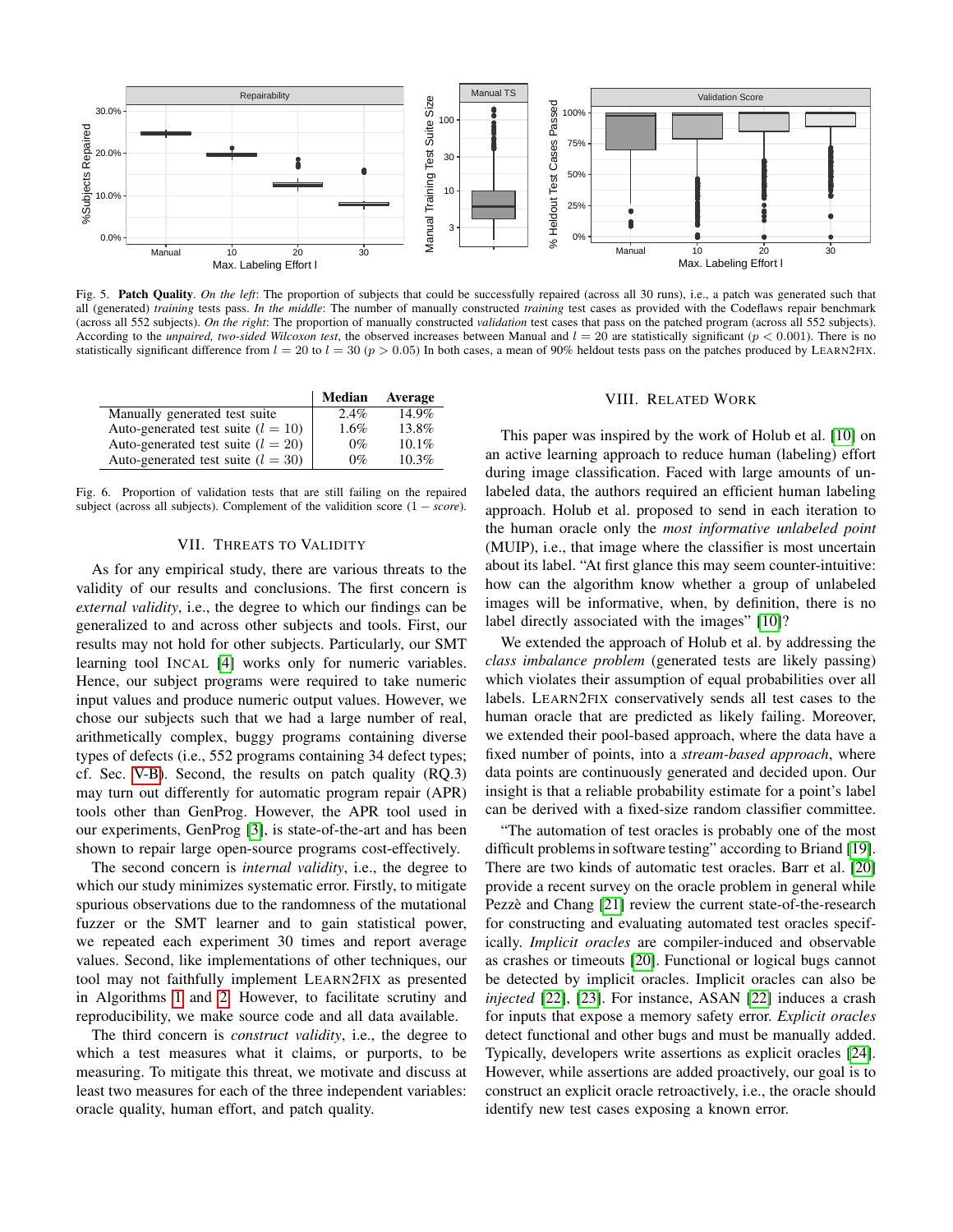Fig. 5. **Patch Quality**. *On the left*: The proportion of subjects that could be successfully repaired (across all 30 runs), i.e., a patch was generated such that all (generated) *training* tests pass. *In the middle*: The number of manually constructed *training* test cases as provided with the Codeflaws repair benchmark (across all 552 subjects). *On the right*: The proportion of manually constructed *validation* test cases that pass on the patched program (across all 552 subjects). According to the *unpaired, two-sided Wilcoxon test*, the observed increases between Manual and $l = 20$ are statistically significant ($p < 0.001$). There is no statistically significant difference from $l = 20$ to $l = 30$ ($p > 0.05$) In both cases, a mean of 90% heldout tests pass on the patches produced by LEARN2FIX.

| | **Median** | **Average** |
|---|---|---|
| Manually generated test suite | 2.4% | 14.9% |
| Auto-generated test suite ($l = 10$) | 1.6% | 13.8% |
| Auto-generated test suite ($l = 20$) | 0% | 10.1% |
| Auto-generated test suite ($l = 30$) | 0% | 10.3% |

Fig. 6. Proportion of validation tests that are still failing on the repaired subject (across all subjects). Complement of the validition score ($1 - score$).

## VII. THREATS TO VALIDITY

As for any empirical study, there are various threats to the validity of our results and conclusions. The first concern is *external validity*, i.e., the degree to which our findings can be generalized to and across other subjects and tools. First, our results may not hold for other subjects. Particularly, our SMT learning tool INCAL [4] works only for numeric variables. Hence, our subject programs were required to take numeric input values and produce numeric output values. However, we chose our subjects such that we had a large number of real, arithmetically complex, buggy programs containing diverse types of defects (i.e., 552 programs containing 34 defect types; cf. Sec. V-B). Second, the results on patch quality (RQ.3) may turn out differently for automatic program repair (APR) tools other than GenProg. However, the APR tool used in our experiments, GenProg [3], is state-of-the-art and has been shown to repair large open-source programs cost-effectively.

The second concern is *internal validity*, i.e., the degree to which our study minimizes systematic error. Firstly, to mitigate spurious observations due to the randomness of the mutational fuzzer or the SMT learner and to gain statistical power, we repeated each experiment 30 times and report average values. Second, like implementations of other techniques, our tool may not faithfully implement LEARN2FIX as presented in Algorithms 1 and 2. However, to facilitate scrutiny and reproducibility, we make source code and all data available.

The third concern is *construct validity*, i.e., the degree to which a test measures what it claims, or purports, to be measuring. To mitigate this threat, we motivate and discuss at least two measures for each of the three independent variables: oracle quality, human effort, and patch quality.

## VIII. RELATED WORK

This paper was inspired by the work of Holub et al. [10] on an active learning approach to reduce human (labeling) effort during image classification. Faced with large amounts of unlabeled data, the authors required an efficient human labeling approach. Holub et al. proposed to send in each iteration to the human oracle only the *most informative unlabeled point* (MUIP), i.e., that image where the classifier is most uncertain about its label. "At first glance this may seem counter-intuitive: how can the algorithm know whether a group of unlabeled images will be informative, when, by definition, there is no label directly associated with the images" [10]?

We extended the approach of Holub et al. by addressing the *class imbalance problem* (generated tests are likely passing) which violates their assumption of equal probabilities over all labels. LEARN2FIX conservatively sends all test cases to the human oracle that are predicted as likely failing. Moreover, we extended their pool-based approach, where the data have a fixed number of points, into a *stream-based approach*, where data points are continuously generated and decided upon. Our insight is that a reliable probability estimate for a point's label can be derived with a fixed-size random classifier committee.

"The automation of test oracles is probably one of the most difficult problems in software testing" according to Briand [19]. There are two kinds of automatic test oracles. Barr et al. [20] provide a recent survey on the oracle problem in general while Pezzè and Chang [21] review the current state-of-the-research for constructing and evaluating automated test oracles specifically. *Implicit oracles* are compiler-induced and observable as crashes or timeouts [20]. Functional or logical bugs cannot be detected by implicit oracles. Implicit oracles can also be *injected* [22], [23]. For instance, ASAN [22] induces a crash for inputs that expose a memory safety error. *Explicit oracles* detect functional and other bugs and must be manually added. Typically, developers write assertions as explicit oracles [24]. However, while assertions are added proactively, our goal is to construct an explicit oracle retroactively, i.e., the oracle should identify new test cases exposing a known error.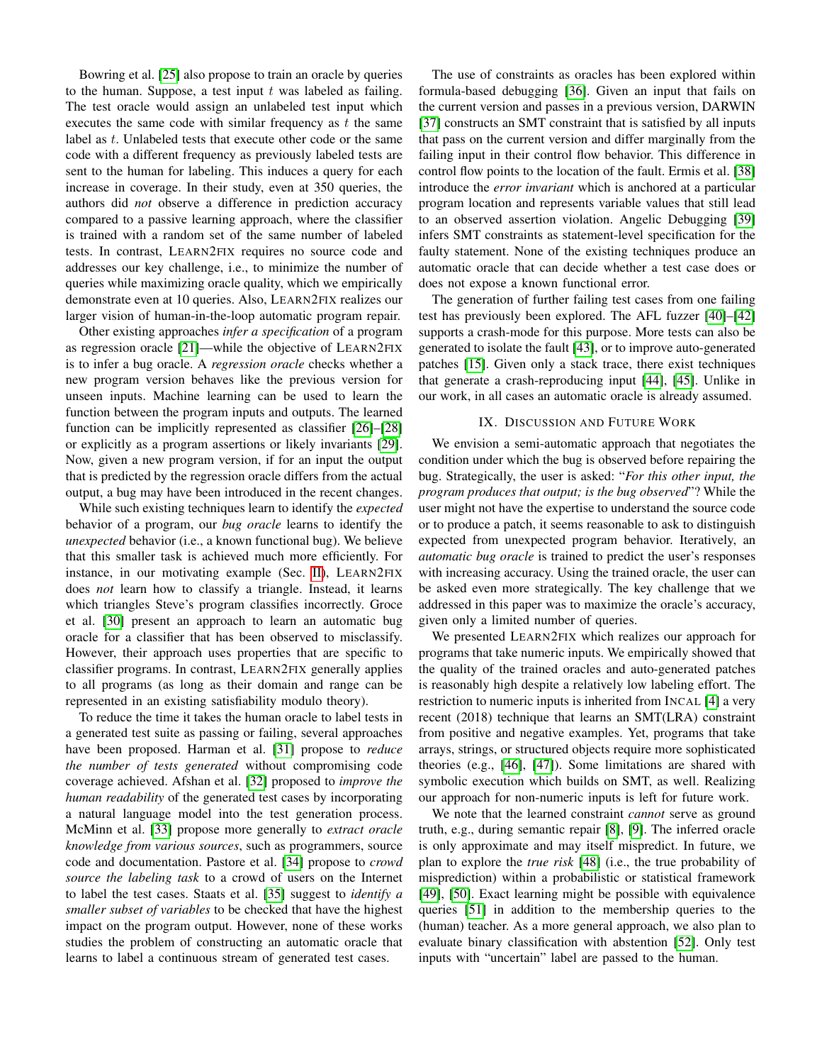Bowring et al. [25] also propose to train an oracle by queries to the human. Suppose, a test input $t$ was labeled as failing. The test oracle would assign an unlabeled test input which executes the same code with similar frequency as $t$ the same label as $t$. Unlabeled tests that execute other code or the same code with a different frequency as previously labeled tests are sent to the human for labeling. This induces a query for each increase in coverage. In their study, even at 350 queries, the authors did *not* observe a difference in prediction accuracy compared to a passive learning approach, where the classifier is trained with a random set of the same number of labeled tests. In contrast, LEARN2FIX requires no source code and addresses our key challenge, i.e., to minimize the number of queries while maximizing oracle quality, which we empirically demonstrate even at 10 queries. Also, LEARN2FIX realizes our larger vision of human-in-the-loop automatic program repair.

Other existing approaches *infer a specification* of a program as regression oracle [21]—while the objective of LEARN2FIX is to infer a bug oracle. A *regression oracle* checks whether a new program version behaves like the previous version for unseen inputs. Machine learning can be used to learn the function between the program inputs and outputs. The learned function can be implicitly represented as classifier [26]–[28] or explicitly as a program assertions or likely invariants [29]. Now, given a new program version, if for an input the output that is predicted by the regression oracle differs from the actual output, a bug may have been introduced in the recent changes.

While such existing techniques learn to identify the *expected* behavior of a program, our *bug oracle* learns to identify the *unexpected* behavior (i.e., a known functional bug). We believe that this smaller task is achieved much more efficiently. For instance, in our motivating example (Sec. II), LEARN2FIX does *not* learn how to classify a triangle. Instead, it learns which triangles Steve's program classifies incorrectly. Groce et al. [30] present an approach to learn an automatic bug oracle for a classifier that has been observed to misclassify. However, their approach uses properties that are specific to classifier programs. In contrast, LEARN2FIX generally applies to all programs (as long as their domain and range can be represented in an existing satisfiability modulo theory).

To reduce the time it takes the human oracle to label tests in a generated test suite as passing or failing, several approaches have been proposed. Harman et al. [31] propose to *reduce the number of tests generated* without compromising code coverage achieved. Afshan et al. [32] proposed to *improve the human readability* of the generated test cases by incorporating a natural language model into the test generation process. McMinn et al. [33] propose more generally to *extract oracle knowledge from various sources*, such as programmers, source code and documentation. Pastore et al. [34] propose to *crowd source the labeling task* to a crowd of users on the Internet to label the test cases. Staats et al. [35] suggest to *identify a smaller subset of variables* to be checked that have the highest impact on the program output. However, none of these works studies the problem of constructing an automatic oracle that learns to label a continuous stream of generated test cases.

The use of constraints as oracles has been explored within formula-based debugging [36]. Given an input that fails on the current version and passes in a previous version, DARWIN [37] constructs an SMT constraint that is satisfied by all inputs that pass on the current version and differ marginally from the failing input in their control flow behavior. This difference in control flow points to the location of the fault. Ermis et al. [38] introduce the *error invariant* which is anchored at a particular program location and represents variable values that still lead to an observed assertion violation. Angelic Debugging [39] infers SMT constraints as statement-level specification for the faulty statement. None of the existing techniques produce an automatic oracle that can decide whether a test case does or does not expose a known functional error.

The generation of further failing test cases from one failing test has previously been explored. The AFL fuzzer [40]–[42] supports a crash-mode for this purpose. More tests can also be generated to isolate the fault [43], or to improve auto-generated patches [15]. Given only a stack trace, there exist techniques that generate a crash-reproducing input [44], [45]. Unlike in our work, in all cases an automatic oracle is already assumed.

## IX. DISCUSSION AND FUTURE WORK

We envision a semi-automatic approach that negotiates the condition under which the bug is observed before repairing the bug. Strategically, the user is asked: "*For this other input, the program produces that output; is the bug observed*"? While the user might not have the expertise to understand the source code or to produce a patch, it seems reasonable to ask to distinguish expected from unexpected program behavior. Iteratively, an *automatic bug oracle* is trained to predict the user's responses with increasing accuracy. Using the trained oracle, the user can be asked even more strategically. The key challenge that we addressed in this paper was to maximize the oracle's accuracy, given only a limited number of queries.

We presented LEARN2FIX which realizes our approach for programs that take numeric inputs. We empirically showed that the quality of the trained oracles and auto-generated patches is reasonably high despite a relatively low labeling effort. The restriction to numeric inputs is inherited from INCAL [4] a very recent (2018) technique that learns an SMT(LRA) constraint from positive and negative examples. Yet, programs that take arrays, strings, or structured objects require more sophisticated theories (e.g., [46], [47]). Some limitations are shared with symbolic execution which builds on SMT, as well. Realizing our approach for non-numeric inputs is left for future work.

We note that the learned constraint *cannot* serve as ground truth, e.g., during semantic repair [8], [9]. The inferred oracle is only approximate and may itself mispredict. In future, we plan to explore the *true risk* [48] (i.e., the true probability of misprediction) within a probabilistic or statistical framework [49], [50]. Exact learning might be possible with equivalence queries [51] in addition to the membership queries to the (human) teacher. As a more general approach, we also plan to evaluate binary classification with abstention [52]. Only test inputs with "uncertain" label are passed to the human.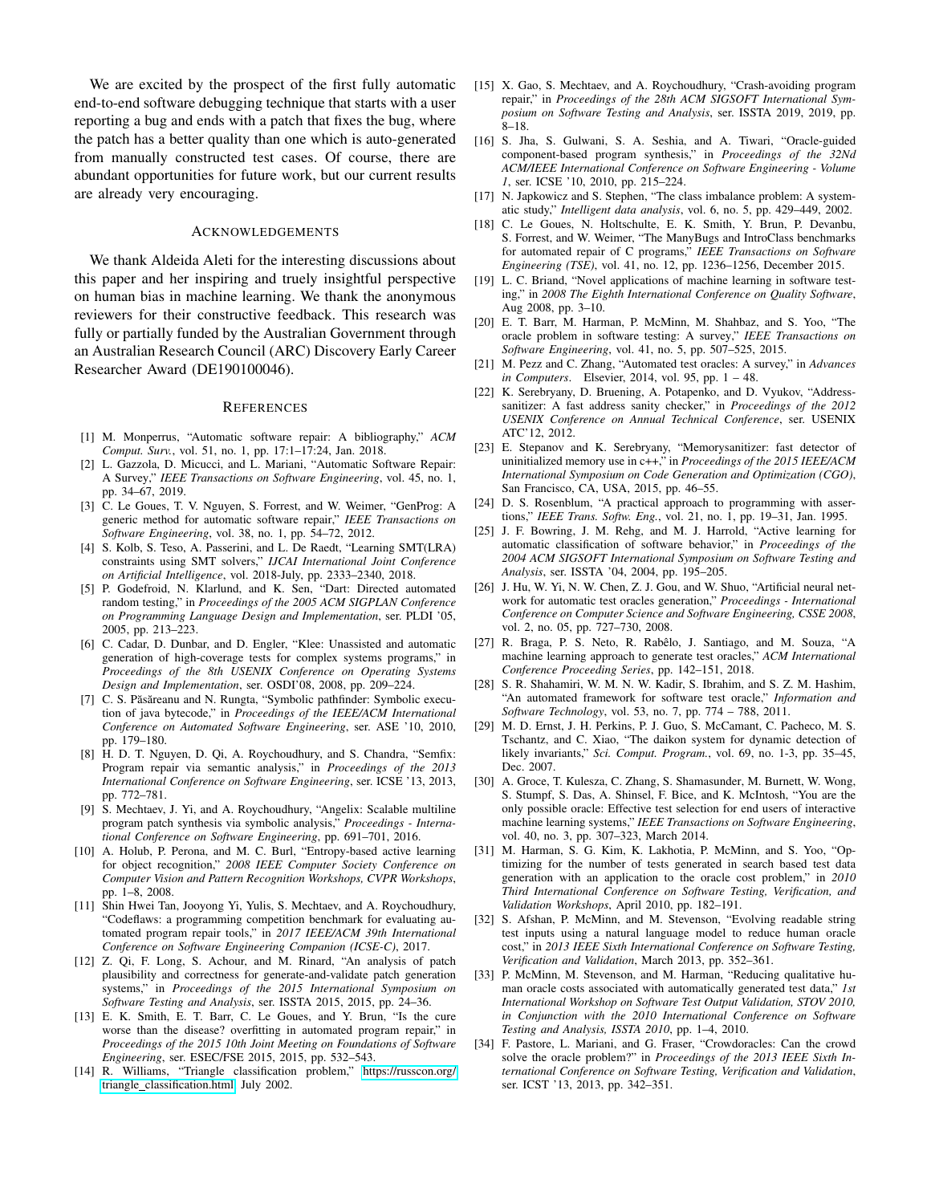We are excited by the prospect of the first fully automatic end-to-end software debugging technique that starts with a user reporting a bug and ends with a patch that fixes the bug, where the patch has a better quality than one which is auto-generated from manually constructed test cases. Of course, there are abundant opportunities for future work, but our current results are already very encouraging.

## Acknowledgements

We thank Aldeida Aleti for the interesting discussions about this paper and her inspiring and truely insightful perspective on human bias in machine learning. We thank the anonymous reviewers for their constructive feedback. This research was fully or partially funded by the Australian Government through an Australian Research Council (ARC) Discovery Early Career Researcher Award (DE190100046).

## References

[1] M. Monperrus, "Automatic software repair: A bibliography," *ACM Comput. Surv.*, vol. 51, no. 1, pp. 17:1–17:24, Jan. 2018.

[2] L. Gazzola, D. Micucci, and L. Mariani, "Automatic Software Repair: A Survey," *IEEE Transactions on Software Engineering*, vol. 45, no. 1, pp. 34–67, 2019.

[3] C. Le Goues, T. V. Nguyen, S. Forrest, and W. Weimer, "GenProg: A generic method for automatic software repair," *IEEE Transactions on Software Engineering*, vol. 38, no. 1, pp. 54–72, 2012.

[4] S. Kolb, S. Teso, A. Passerini, and L. De Raedt, "Learning SMT(LRA) constraints using SMT solvers," *IJCAI International Joint Conference on Artificial Intelligence*, vol. 2018-July, pp. 2333–2340, 2018.

[5] P. Godefroid, N. Klarlund, and K. Sen, "Dart: Directed automated random testing," in *Proceedings of the 2005 ACM SIGPLAN Conference on Programming Language Design and Implementation*, ser. PLDI '05, 2005, pp. 213–223.

[6] C. Cadar, D. Dunbar, and D. Engler, "Klee: Unassisted and automatic generation of high-coverage tests for complex systems programs," in *Proceedings of the 8th USENIX Conference on Operating Systems Design and Implementation*, ser. OSDI'08, 2008, pp. 209–224.

[7] C. S. Păsăreanu and N. Rungta, "Symbolic pathfinder: Symbolic execution of java bytecode," in *Proceedings of the IEEE/ACM International Conference on Automated Software Engineering*, ser. ASE '10, 2010, pp. 179–180.

[8] H. D. T. Nguyen, D. Qi, A. Roychoudhury, and S. Chandra, "Semfix: Program repair via semantic analysis," in *Proceedings of the 2013 International Conference on Software Engineering*, ser. ICSE '13, 2013, pp. 772–781.

[9] S. Mechtaev, J. Yi, and A. Roychoudhury, "Angelix: Scalable multiline program patch synthesis via symbolic analysis," *Proceedings - International Conference on Software Engineering*, pp. 691–701, 2016.

[10] A. Holub, P. Perona, and M. C. Burl, "Entropy-based active learning for object recognition," *2008 IEEE Computer Society Conference on Computer Vision and Pattern Recognition Workshops, CVPR Workshops*, pp. 1–8, 2008.

[11] Shin Hwei Tan, Jooyong Yi, Yulis, S. Mechtaev, and A. Roychoudhury, "Codeflaws: a programming competition benchmark for evaluating automated program repair tools," in *2017 IEEE/ACM 39th International Conference on Software Engineering Companion (ICSE-C)*, 2017.

[12] Z. Qi, F. Long, S. Achour, and M. Rinard, "An analysis of patch plausibility and correctness for generate-and-validate patch generation systems," in *Proceedings of the 2015 International Symposium on Software Testing and Analysis*, ser. ISSTA 2015, 2015, pp. 24–36.

[13] E. K. Smith, E. T. Barr, C. Le Goues, and Y. Brun, "Is the cure worse than the disease? overfitting in automated program repair," in *Proceedings of the 2015 10th Joint Meeting on Foundations of Software Engineering*, ser. ESEC/FSE 2015, 2015, pp. 532–543.

[14] R. Williams, "Triangle classification problem," https://russcon.org/triangle_classification.html, July 2002.

[15] X. Gao, S. Mechtaev, and A. Roychoudhury, "Crash-avoiding program repair," in *Proceedings of the 28th ACM SIGSOFT International Symposium on Software Testing and Analysis*, ser. ISSTA 2019, 2019, pp. 8–18.

[16] S. Jha, S. Gulwani, S. A. Seshia, and A. Tiwari, "Oracle-guided component-based program synthesis," in *Proceedings of the 32Nd ACM/IEEE International Conference on Software Engineering - Volume 1*, ser. ICSE '10, 2010, pp. 215–224.

[17] N. Japkowicz and S. Stephen, "The class imbalance problem: A systematic study," *Intelligent data analysis*, vol. 6, no. 5, pp. 429–449, 2002.

[18] C. Le Goues, N. Holtschulte, E. K. Smith, Y. Brun, P. Devanbu, S. Forrest, and W. Weimer, "The ManyBugs and IntroClass benchmarks for automated repair of C programs," *IEEE Transactions on Software Engineering (TSE)*, vol. 41, no. 12, pp. 1236–1256, December 2015.

[19] L. C. Briand, "Novel applications of machine learning in software testing," in *2008 The Eighth International Conference on Quality Software*, Aug 2008, pp. 3–10.

[20] E. T. Barr, M. Harman, P. McMinn, M. Shahbaz, and S. Yoo, "The oracle problem in software testing: A survey," *IEEE Transactions on Software Engineering*, vol. 41, no. 5, pp. 507–525, 2015.

[21] M. Pezz and C. Zhang, "Automated test oracles: A survey," in *Advances in Computers*. Elsevier, 2014, vol. 95, pp. 1 – 48.

[22] K. Serebryany, D. Bruening, A. Potapenko, and D. Vyukov, "Address-sanitizer: A fast address sanity checker," in *Proceedings of the 2012 USENIX Conference on Annual Technical Conference*, ser. USENIX ATC'12, 2012.

[23] E. Stepanov and K. Serebryany, "Memorysanitizer: fast detector of uninitialized memory use in c++," in *Proceedings of the 2015 IEEE/ACM International Symposium on Code Generation and Optimization (CGO)*, San Francisco, CA, USA, 2015, pp. 46–55.

[24] D. S. Rosenblum, "A practical approach to programming with assertions," *IEEE Trans. Softw. Eng.*, vol. 21, no. 1, pp. 19–31, Jan. 1995.

[25] J. F. Bowring, J. M. Rehg, and M. J. Harrold, "Active learning for automatic classification of software behavior," in *Proceedings of the 2004 ACM SIGSOFT International Symposium on Software Testing and Analysis*, ser. ISSTA '04, 2004, pp. 195–205.

[26] J. Hu, W. Yi, N. W. Chen, Z. J. Gou, and W. Shuo, "Artificial neural network for automatic test oracles generation," *Proceedings - International Conference on Computer Science and Software Engineering, CSSE 2008*, vol. 2, no. 05, pp. 727–730, 2008.

[27] R. Braga, P. S. Neto, R. Rabêlo, J. Santiago, and M. Souza, "A machine learning approach to generate test oracles," *ACM International Conference Proceeding Series*, pp. 142–151, 2018.

[28] S. R. Shahamiri, W. M. N. W. Kadir, S. Ibrahim, and S. Z. M. Hashim, "An automated framework for software test oracle," *Information and Software Technology*, vol. 53, no. 7, pp. 774 – 788, 2011.

[29] M. D. Ernst, J. H. Perkins, P. J. Guo, S. McCamant, C. Pacheco, M. S. Tschantz, and C. Xiao, "The daikon system for dynamic detection of likely invariants," *Sci. Comput. Program.*, vol. 69, no. 1-3, pp. 35–45, Dec. 2007.

[30] A. Groce, T. Kulesza, C. Zhang, S. Shamasunder, M. Burnett, W. Wong, S. Stumpf, S. Das, A. Shinsel, F. Bice, and K. McIntosh, "You are the only possible oracle: Effective test selection for end users of interactive machine learning systems," *IEEE Transactions on Software Engineering*, vol. 40, no. 3, pp. 307–323, March 2014.

[31] M. Harman, S. G. Kim, K. Lakhotia, P. McMinn, and S. Yoo, "Optimizing for the number of tests generated in search based test data generation with an application to the oracle cost problem," in *2010 Third International Conference on Software Testing, Verification, and Validation Workshops*, April 2010, pp. 182–191.

[32] S. Afshan, P. McMinn, and M. Stevenson, "Evolving readable string test inputs using a natural language model to reduce human oracle cost," in *2013 IEEE Sixth International Conference on Software Testing, Verification and Validation*, March 2013, pp. 352–361.

[33] P. McMinn, M. Stevenson, and M. Harman, "Reducing qualitative human oracle costs associated with automatically generated test data," *1st International Workshop on Software Test Output Validation, STOV 2010, in Conjunction with the 2010 International Conference on Software Testing and Analysis, ISSTA 2010*, pp. 1–4, 2010.

[34] F. Pastore, L. Mariani, and G. Fraser, "Crowdoracles: Can the crowd solve the oracle problem?" in *Proceedings of the 2013 IEEE Sixth International Conference on Software Testing, Verification and Validation*, ser. ICST '13, 2013, pp. 342–351.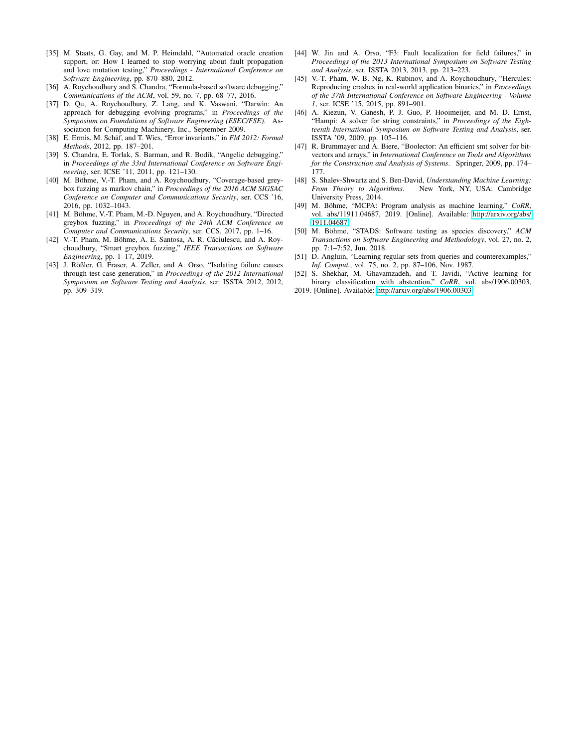[35] M. Staats, G. Gay, and M. P. Heimdahl, "Automated oracle creation support, or: How I learned to stop worrying about fault propagation and love mutation testing," *Proceedings - International Conference on Software Engineering*, pp. 870–880, 2012.

[36] A. Roychoudhury and S. Chandra, "Formula-based software debugging," *Communications of the ACM*, vol. 59, no. 7, pp. 68–77, 2016.

[37] D. Qu, A. Roychoudhury, Z. Lang, and K. Vaswani, "Darwin: An approach for debugging evolving programs," in *Proceedings of the Symposium on Foundations of Software Engineering (ESEC/FSE)*. Association for Computing Machinery, Inc., September 2009.

[38] E. Ermis, M. Schäf, and T. Wies, "Error invariants," in *FM 2012: Formal Methods*, 2012, pp. 187–201.

[39] S. Chandra, E. Torlak, S. Barman, and R. Bodik, "Angelic debugging," in *Proceedings of the 33rd International Conference on Software Engineering*, ser. ICSE '11, 2011, pp. 121–130.

[40] M. Böhme, V.-T. Pham, and A. Roychoudhury, "Coverage-based greybox fuzzing as markov chain," in *Proceedings of the 2016 ACM SIGSAC Conference on Computer and Communications Security*, ser. CCS '16, 2016, pp. 1032–1043.

[41] M. Böhme, V.-T. Pham, M.-D. Nguyen, and A. Roychoudhury, "Directed greybox fuzzing," in *Proceedings of the 24th ACM Conference on Computer and Communications Security*, ser. CCS, 2017, pp. 1–16.

[42] V.-T. Pham, M. Böhme, A. E. Santosa, A. R. Căciulescu, and A. Roychoudhury, "Smart greybox fuzzing," *IEEE Transactions on Software Engineering*, pp. 1–17, 2019.

[43] J. Rößler, G. Fraser, A. Zeller, and A. Orso, "Isolating failure causes through test case generation," in *Proceedings of the 2012 International Symposium on Software Testing and Analysis*, ser. ISSTA 2012, 2012, pp. 309–319.

[44] W. Jin and A. Orso, "F3: Fault localization for field failures," in *Proceedings of the 2013 International Symposium on Software Testing and Analysis*, ser. ISSTA 2013, 2013, pp. 213–223.

[45] V.-T. Pham, W. B. Ng, K. Rubinov, and A. Roychoudhury, "Hercules: Reproducing crashes in real-world application binaries," in *Proceedings of the 37th International Conference on Software Engineering - Volume 1*, ser. ICSE '15, 2015, pp. 891–901.

[46] A. Kiezun, V. Ganesh, P. J. Guo, P. Hooimeijer, and M. D. Ernst, "Hampi: A solver for string constraints," in *Proceedings of the Eighteenth International Symposium on Software Testing and Analysis*, ser. ISSTA '09, 2009, pp. 105–116.

[47] R. Brummayer and A. Biere, "Boolector: An efficient smt solver for bit-vectors and arrays," in *International Conference on Tools and Algorithms for the Construction and Analysis of Systems*. Springer, 2009, pp. 174–177.

[48] S. Shalev-Shwartz and S. Ben-David, *Understanding Machine Learning: From Theory to Algorithms*. New York, NY, USA: Cambridge University Press, 2014.

[49] M. Böhme, "MCPA: Program analysis as machine learning," *CoRR*, vol. abs/11911.04687, 2019. [Online]. Available: http://arxiv.org/abs/1911.04687

[50] M. Böhme, "STADS: Software testing as species discovery," *ACM Transactions on Software Engineering and Methodology*, vol. 27, no. 2, pp. 7:1–7:52, Jun. 2018.

[51] D. Angluin, "Learning regular sets from queries and counterexamples," *Inf. Comput.*, vol. 75, no. 2, pp. 87–106, Nov. 1987.

[52] S. Shekhar, M. Ghavamzadeh, and T. Javidi, "Active learning for binary classification with abstention," *CoRR*, vol. abs/1906.00303, 2019. [Online]. Available: http://arxiv.org/abs/1906.00303